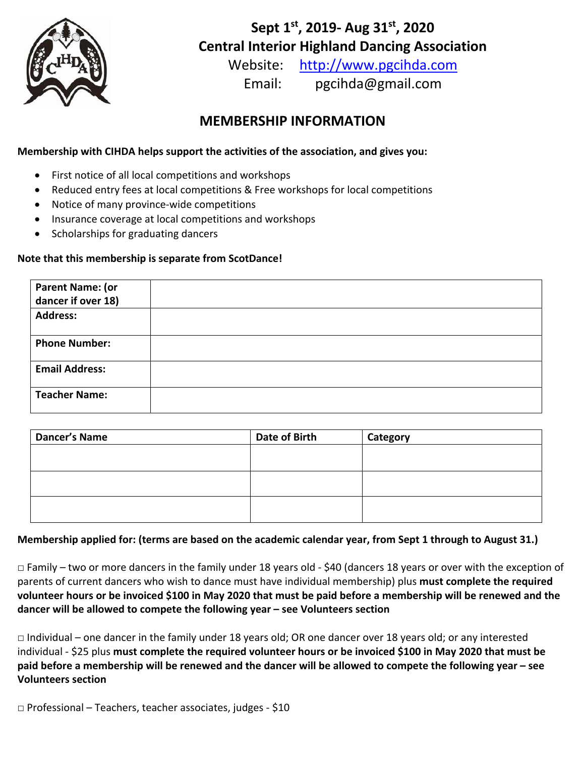# Sept 1st, 2019- Aug 31st, 2020

# Central Interior Highland Dancing Association

Website: http://www.pgcihda.com

Email: pgcihda@gmail.com

## MEMBERSHIP INFORMATION

**Membership with CIHDA helps support the activities of the association, and gives you:**

- First notice of all local competitions and workshops
- Reduced entry fees at local competitions & Free workshops for local competitions
- Notice of many province-wide competitions
- Insurance coverage at local competitions and workshops
- Scholarships for graduating dancers

**Note that this membership is separate from ScotDance!**

| | |
|---|---|
| **Parent Name: (or dancer if over 18)** | |
| **Address:** | |
| **Phone Number:** | |
| **Email Address:** | |
| **Teacher Name:** | |

| Dancer's Name | Date of Birth | Category |
|---|---|---|
| | | |
| | | |
| | | |

**Membership applied for: (terms are based on the academic calendar year, from Sept 1 through to August 31.)**

□ Family – two or more dancers in the family under 18 years old - $40 (dancers 18 years or over with the exception of parents of current dancers who wish to dance must have individual membership) plus **must complete the required volunteer hours or be invoiced $100 in May 2020 that must be paid before a membership will be renewed and the dancer will be allowed to compete the following year – see Volunteers section**

□ Individual – one dancer in the family under 18 years old; OR one dancer over 18 years old; or any interested individual - $25 plus **must complete the required volunteer hours or be invoiced $100 in May 2020 that must be paid before a membership will be renewed and the dancer will be allowed to compete the following year – see Volunteers section**

□ Professional – Teachers, teacher associates, judges - $10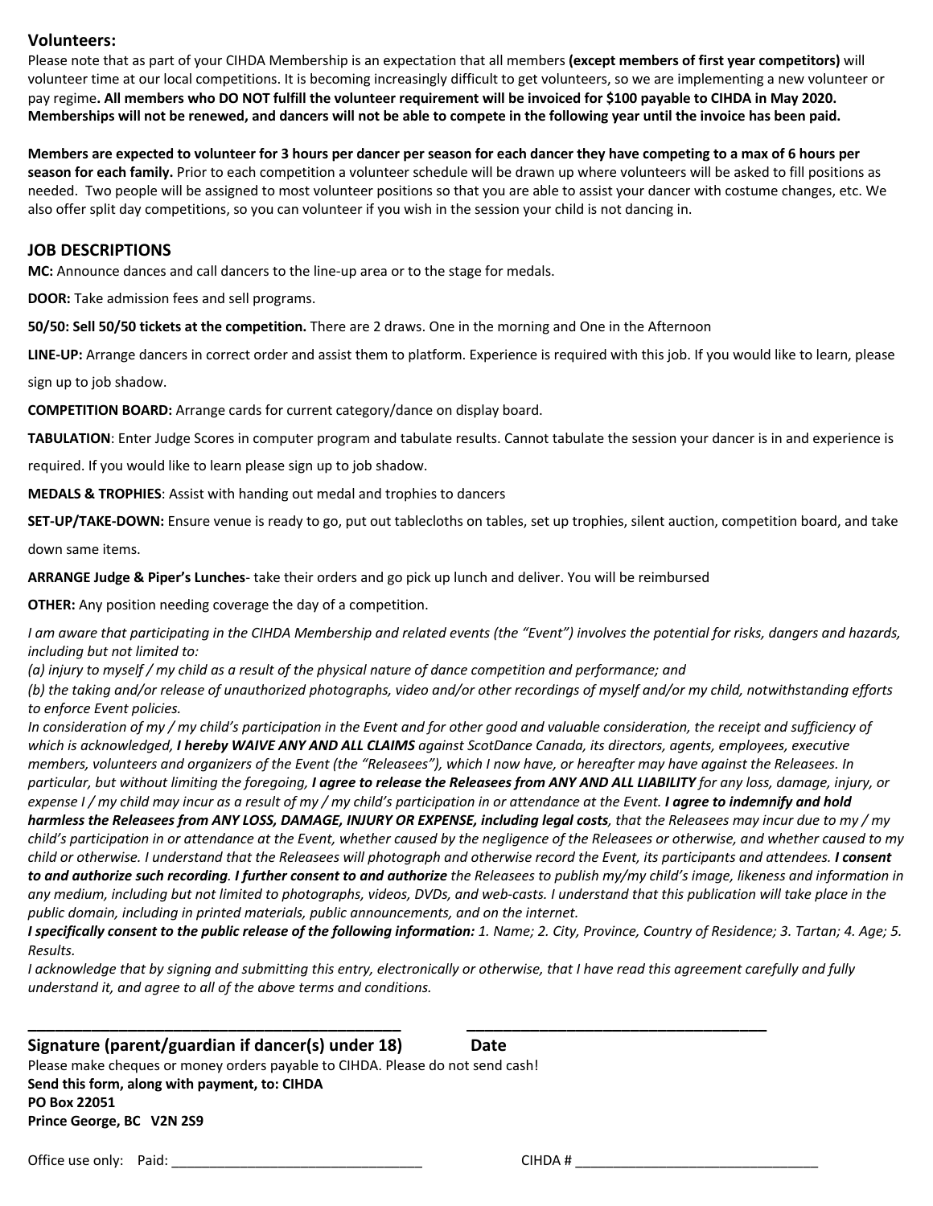## Volunteers:

Please note that as part of your CIHDA Membership is an expectation that all members **(except members of first year competitors)** will volunteer time at our local competitions. It is becoming increasingly difficult to get volunteers, so we are implementing a new volunteer or pay regime**. All members who DO NOT fulfill the volunteer requirement will be invoiced for $100 payable to CIHDA in May 2020. Memberships will not be renewed, and dancers will not be able to compete in the following year until the invoice has been paid.**

**Members are expected to volunteer for 3 hours per dancer per season for each dancer they have competing to a max of 6 hours per season for each family.** Prior to each competition a volunteer schedule will be drawn up where volunteers will be asked to fill positions as needed. Two people will be assigned to most volunteer positions so that you are able to assist your dancer with costume changes, etc. We also offer split day competitions, so you can volunteer if you wish in the session your child is not dancing in.

## JOB DESCRIPTIONS

**MC:** Announce dances and call dancers to the line-up area or to the stage for medals.

**DOOR:** Take admission fees and sell programs.

**50/50: Sell 50/50 tickets at the competition.** There are 2 draws. One in the morning and One in the Afternoon

**LINE-UP:** Arrange dancers in correct order and assist them to platform. Experience is required with this job. If you would like to learn, please sign up to job shadow.

**COMPETITION BOARD:** Arrange cards for current category/dance on display board.

**TABULATION**: Enter Judge Scores in computer program and tabulate results. Cannot tabulate the session your dancer is in and experience is required. If you would like to learn please sign up to job shadow.

**MEDALS & TROPHIES**: Assist with handing out medal and trophies to dancers

**SET-UP/TAKE-DOWN:** Ensure venue is ready to go, put out tablecloths on tables, set up trophies, silent auction, competition board, and take down same items.

**ARRANGE Judge & Piper's Lunches**- take their orders and go pick up lunch and deliver. You will be reimbursed

**OTHER:** Any position needing coverage the day of a competition.

*I am aware that participating in the CIHDA Membership and related events (the "Event") involves the potential for risks, dangers and hazards, including but not limited to:*

*(a) injury to myself / my child as a result of the physical nature of dance competition and performance; and*

*(b) the taking and/or release of unauthorized photographs, video and/or other recordings of myself and/or my child, notwithstanding efforts to enforce Event policies.*

*In consideration of my / my child's participation in the Event and for other good and valuable consideration, the receipt and sufficiency of which is acknowledged,* ***I hereby WAIVE ANY AND ALL CLAIMS*** *against ScotDance Canada, its directors, agents, employees, executive members, volunteers and organizers of the Event (the "Releasees"), which I now have, or hereafter may have against the Releasees. In particular, but without limiting the foregoing,* ***I agree to release the Releasees from ANY AND ALL LIABILITY*** *for any loss, damage, injury, or expense I / my child may incur as a result of my / my child's participation in or attendance at the Event.* ***I agree to indemnify and hold harmless the Releasees from ANY LOSS, DAMAGE, INJURY OR EXPENSE, including legal costs****, that the Releasees may incur due to my / my child's participation in or attendance at the Event, whether caused by the negligence of the Releasees or otherwise, and whether caused to my child or otherwise. I understand that the Releasees will photograph and otherwise record the Event, its participants and attendees.* ***I consent to and authorize such recording****.* ***I further consent to and authorize*** *the Releasees to publish my/my child's image, likeness and information in any medium, including but not limited to photographs, videos, DVDs, and web-casts. I understand that this publication will take place in the public domain, including in printed materials, public announcements, and on the internet.*

***I specifically consent to the public release of the following information:*** *1. Name; 2. City, Province, Country of Residence; 3. Tartan; 4. Age; 5. Results.*

*I acknowledge that by signing and submitting this entry, electronically or otherwise, that I have read this agreement carefully and fully understand it, and agree to all of the above terms and conditions.*

\_\_\_\_\_\_\_\_\_\_\_\_\_\_\_\_\_\_\_\_\_\_\_\_\_\_\_\_\_\_\_\_\_\_\_\_\_\_\_\_ \_\_\_\_\_\_\_\_\_\_\_\_\_\_\_\_\_\_\_\_\_\_\_\_\_\_\_\_\_\_\_\_\_\_

**Signature (parent/guardian if dancer(s) under 18)** **Date**

Please make cheques or money orders payable to CIHDA. Please do not send cash!

**Send this form, along with payment, to: CIHDA**
**PO Box 22051**
**Prince George, BC V2N 2S9**

Office use only: Paid: \_\_\_\_\_\_\_\_\_\_\_\_\_\_\_\_\_\_\_\_\_\_\_\_\_\_\_\_\_\_ CIHDA # \_\_\_\_\_\_\_\_\_\_\_\_\_\_\_\_\_\_\_\_\_\_\_\_\_\_\_\_\_\_